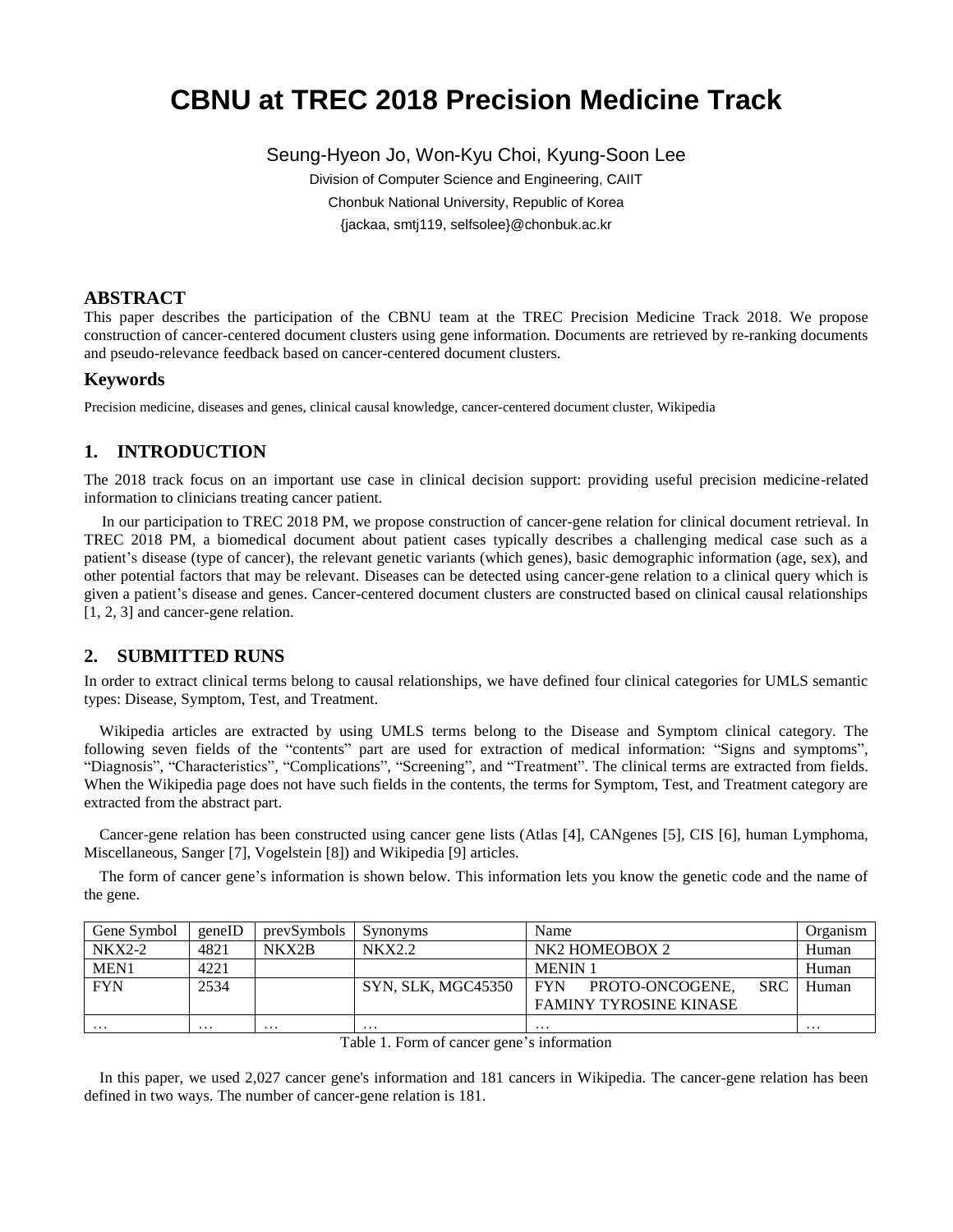# CBNU at TREC 2018 Precision Medicine Track

Seung-Hyeon Jo, Won-Kyu Choi, Kyung-Soon Lee

Division of Computer Science and Engineering, CAIIT

Chonbuk National University, Republic of Korea

{jackaa, smtj119, selfsolee}@chonbuk.ac.kr

## ABSTRACT

This paper describes the participation of the CBNU team at the TREC Precision Medicine Track 2018. We propose construction of cancer-centered document clusters using gene information. Documents are retrieved by re-ranking documents and pseudo-relevance feedback based on cancer-centered document clusters.

## Keywords

Precision medicine, diseases and genes, clinical causal knowledge, cancer-centered document cluster, Wikipedia

## 1. INTRODUCTION

The 2018 track focus on an important use case in clinical decision support: providing useful precision medicine-related information to clinicians treating cancer patient.

In our participation to TREC 2018 PM, we propose construction of cancer-gene relation for clinical document retrieval. In TREC 2018 PM, a biomedical document about patient cases typically describes a challenging medical case such as a patient's disease (type of cancer), the relevant genetic variants (which genes), basic demographic information (age, sex), and other potential factors that may be relevant. Diseases can be detected using cancer-gene relation to a clinical query which is given a patient's disease and genes. Cancer-centered document clusters are constructed based on clinical causal relationships [1, 2, 3] and cancer-gene relation.

## 2. SUBMITTED RUNS

In order to extract clinical terms belong to causal relationships, we have defined four clinical categories for UMLS semantic types: Disease, Symptom, Test, and Treatment.

Wikipedia articles are extracted by using UMLS terms belong to the Disease and Symptom clinical category. The following seven fields of the "contents" part are used for extraction of medical information: "Signs and symptoms", "Diagnosis", "Characteristics", "Complications", "Screening", and "Treatment". The clinical terms are extracted from fields. When the Wikipedia page does not have such fields in the contents, the terms for Symptom, Test, and Treatment category are extracted from the abstract part.

Cancer-gene relation has been constructed using cancer gene lists (Atlas [4], CANgenes [5], CIS [6], human Lymphoma, Miscellaneous, Sanger [7], Vogelstein [8]) and Wikipedia [9] articles.

The form of cancer gene's information is shown below. This information lets you know the genetic code and the name of the gene.

| Gene Symbol | geneID | prevSymbols | Synonyms | Name | Organism |
|---|---|---|---|---|---|
| NKX2-2 | 4821 | NKX2B | NKX2.2 | NK2 HOMEOBOX 2 | Human |
| MEN1 | 4221 | | | MENIN 1 | Human |
| FYN | 2534 | | SYN, SLK, MGC45350 | FYN PROTO-ONCOGENE, SRC FAMINY TYROSINE KINASE | Human |
| … | … | … | … | … | … |

Table 1. Form of cancer gene's information

In this paper, we used 2,027 cancer gene's information and 181 cancers in Wikipedia. The cancer-gene relation has been defined in two ways. The number of cancer-gene relation is 181.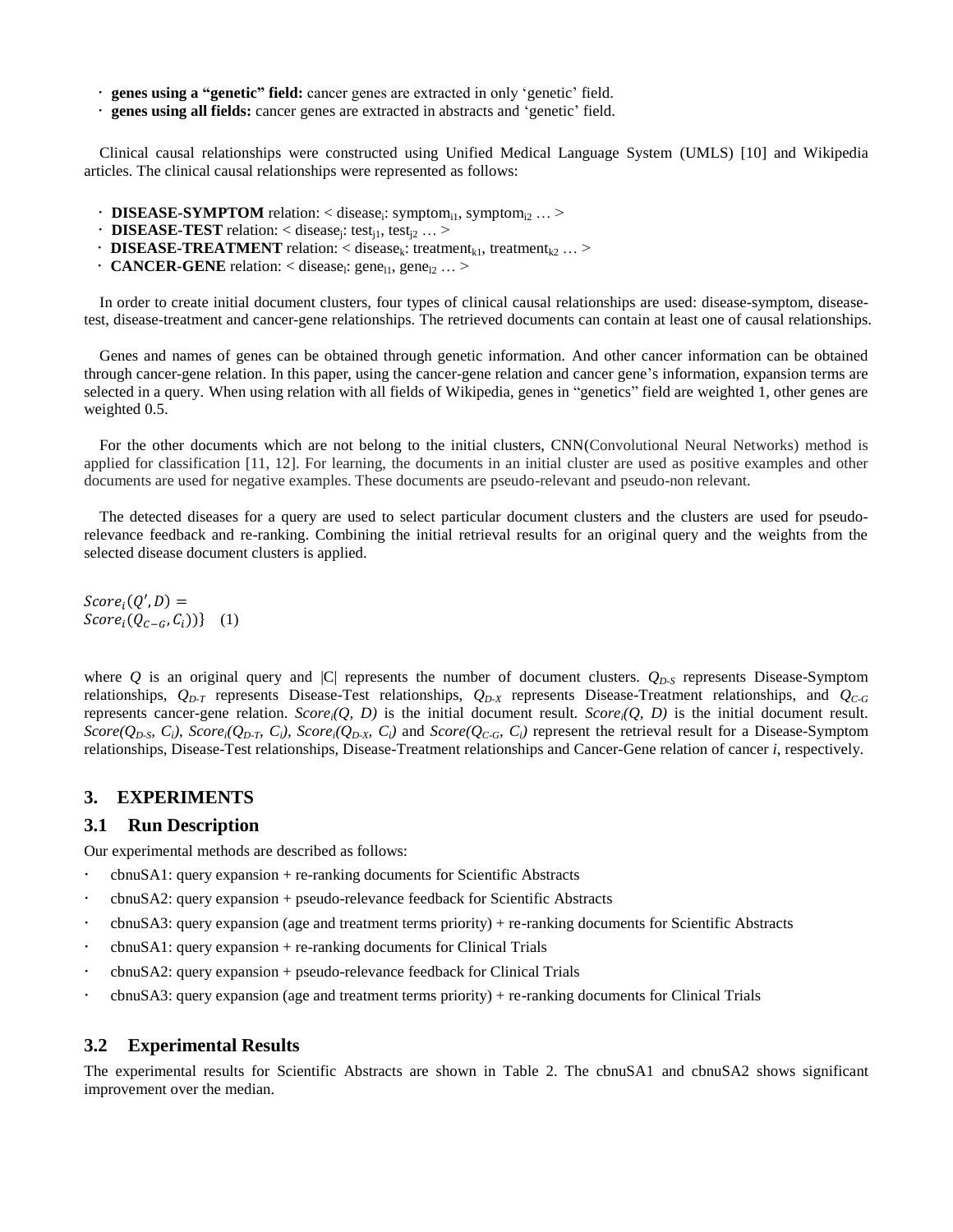- **genes using a "genetic" field:** cancer genes are extracted in only 'genetic' field.
- **genes using all fields:** cancer genes are extracted in abstracts and 'genetic' field.

Clinical causal relationships were constructed using Unified Medical Language System (UMLS) [10] and Wikipedia articles. The clinical causal relationships were represented as follows:

- **DISEASE-SYMPTOM** relation: < $disease_i$: $symptom_{i1}$, $symptom_{i2}$ … >
- **DISEASE-TEST** relation: < $disease_j$: $test_{j1}$, $test_{j2}$ … >
- **DISEASE-TREATMENT** relation: < $disease_k$: $treatment_{k1}$, $treatment_{k2}$ … >
- **CANCER-GENE** relation: < $disease_l$: $gene_{l1}$, $gene_{l2}$ … >

In order to create initial document clusters, four types of clinical causal relationships are used: disease-symptom, disease-test, disease-treatment and cancer-gene relationships. The retrieved documents can contain at least one of causal relationships.

Genes and names of genes can be obtained through genetic information. And other cancer information can be obtained through cancer-gene relation. In this paper, using the cancer-gene relation and cancer gene's information, expansion terms are selected in a query. When using relation with all fields of Wikipedia, genes in "genetics" field are weighted 1, other genes are weighted 0.5.

For the other documents which are not belong to the initial clusters, CNN(Convolutional Neural Networks) method is applied for classification [11, 12]. For learning, the documents in an initial cluster are used as positive examples and other documents are used for negative examples. These documents are pseudo-relevant and pseudo-non relevant.

The detected diseases for a query are used to select particular document clusters and the clusters are used for pseudo-relevance feedback and re-ranking. Combining the initial retrieval results for an original query and the weights from the selected disease document clusters is applied.

$$Score_i(Q', D) = Score_i(Q_{C-G}, C_i))\} \quad (1)$$

where $Q$ is an original query and $|C|$ represents the number of document clusters. $Q_{D-S}$ represents Disease-Symptom relationships, $Q_{D-T}$ represents Disease-Test relationships, $Q_{D-X}$ represents Disease-Treatment relationships, and $Q_{C-G}$ represents cancer-gene relation. $Score_i(Q, D)$ is the initial document result. $Score_i(Q, D)$ is the initial document result. $Score(Q_{D-S}, C_i)$, $Score_i(Q_{D-T}, C_i)$, $Score_i(Q_{D-X}, C_i)$ and $Score(Q_{C-G}, C_i)$ represent the retrieval result for a Disease-Symptom relationships, Disease-Test relationships, Disease-Treatment relationships and Cancer-Gene relation of cancer $i$, respectively.

## 3. EXPERIMENTS

### 3.1 Run Description

Our experimental methods are described as follows:

- cbnuSA1: query expansion + re-ranking documents for Scientific Abstracts
- cbnuSA2: query expansion + pseudo-relevance feedback for Scientific Abstracts
- cbnuSA3: query expansion (age and treatment terms priority) + re-ranking documents for Scientific Abstracts
- cbnuSA1: query expansion + re-ranking documents for Clinical Trials
- cbnuSA2: query expansion + pseudo-relevance feedback for Clinical Trials
- cbnuSA3: query expansion (age and treatment terms priority) + re-ranking documents for Clinical Trials

### 3.2 Experimental Results

The experimental results for Scientific Abstracts are shown in Table 2. The cbnuSA1 and cbnuSA2 shows significant improvement over the median.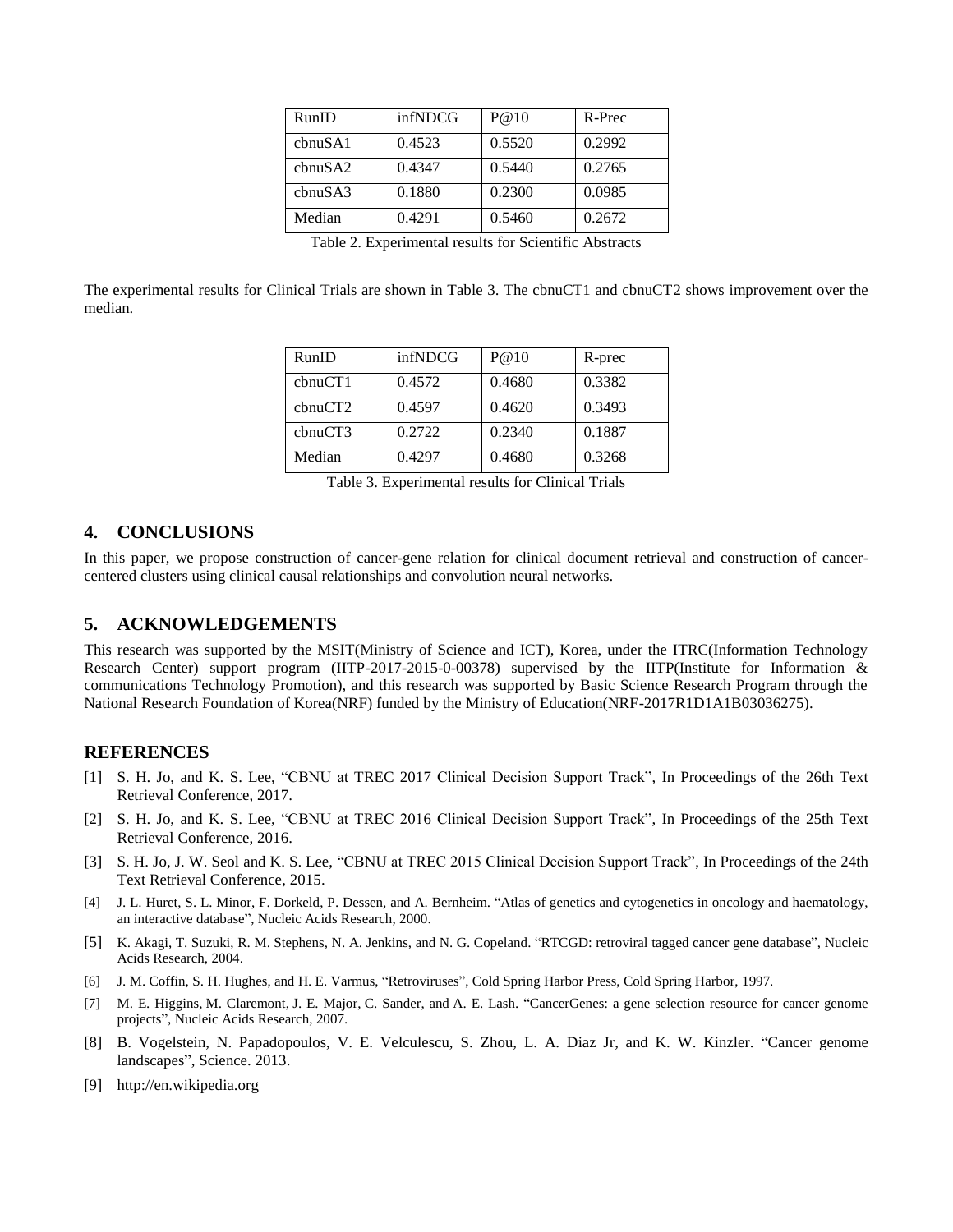| RunID | infNDCG | P@10 | R-Prec |
| --- | --- | --- | --- |
| cbnuSA1 | 0.4523 | 0.5520 | 0.2992 |
| cbnuSA2 | 0.4347 | 0.5440 | 0.2765 |
| cbnuSA3 | 0.1880 | 0.2300 | 0.0985 |
| Median | 0.4291 | 0.5460 | 0.2672 |

Table 2. Experimental results for Scientific Abstracts

The experimental results for Clinical Trials are shown in Table 3. The cbnuCT1 and cbnuCT2 shows improvement over the median.

| RunID | infNDCG | P@10 | R-prec |
| --- | --- | --- | --- |
| cbnuCT1 | 0.4572 | 0.4680 | 0.3382 |
| cbnuCT2 | 0.4597 | 0.4620 | 0.3493 |
| cbnuCT3 | 0.2722 | 0.2340 | 0.1887 |
| Median | 0.4297 | 0.4680 | 0.3268 |

Table 3. Experimental results for Clinical Trials

## 4. CONCLUSIONS

In this paper, we propose construction of cancer-gene relation for clinical document retrieval and construction of cancer-centered clusters using clinical causal relationships and convolution neural networks.

## 5. ACKNOWLEDGEMENTS

This research was supported by the MSIT(Ministry of Science and ICT), Korea, under the ITRC(Information Technology Research Center) support program (IITP-2017-2015-0-00378) supervised by the IITP(Institute for Information & communications Technology Promotion), and this research was supported by Basic Science Research Program through the National Research Foundation of Korea(NRF) funded by the Ministry of Education(NRF-2017R1D1A1B03036275).

## REFERENCES

[1] S. H. Jo, and K. S. Lee, "CBNU at TREC 2017 Clinical Decision Support Track", In Proceedings of the 26th Text Retrieval Conference, 2017.

[2] S. H. Jo, and K. S. Lee, "CBNU at TREC 2016 Clinical Decision Support Track", In Proceedings of the 25th Text Retrieval Conference, 2016.

[3] S. H. Jo, J. W. Seol and K. S. Lee, "CBNU at TREC 2015 Clinical Decision Support Track", In Proceedings of the 24th Text Retrieval Conference, 2015.

[4] J. L. Huret, S. L. Minor, F. Dorkeld, P. Dessen, and A. Bernheim. "Atlas of genetics and cytogenetics in oncology and haematology, an interactive database", Nucleic Acids Research, 2000.

[5] K. Akagi, T. Suzuki, R. M. Stephens, N. A. Jenkins, and N. G. Copeland. "RTCGD: retroviral tagged cancer gene database", Nucleic Acids Research, 2004.

[6] J. M. Coffin, S. H. Hughes, and H. E. Varmus, "Retroviruses", Cold Spring Harbor Press, Cold Spring Harbor, 1997.

[7] M. E. Higgins, M. Claremont, J. E. Major, C. Sander, and A. E. Lash. "CancerGenes: a gene selection resource for cancer genome projects", Nucleic Acids Research, 2007.

[8] B. Vogelstein, N. Papadopoulos, V. E. Velculescu, S. Zhou, L. A. Diaz Jr, and K. W. Kinzler. "Cancer genome landscapes", Science. 2013.

[9] http://en.wikipedia.org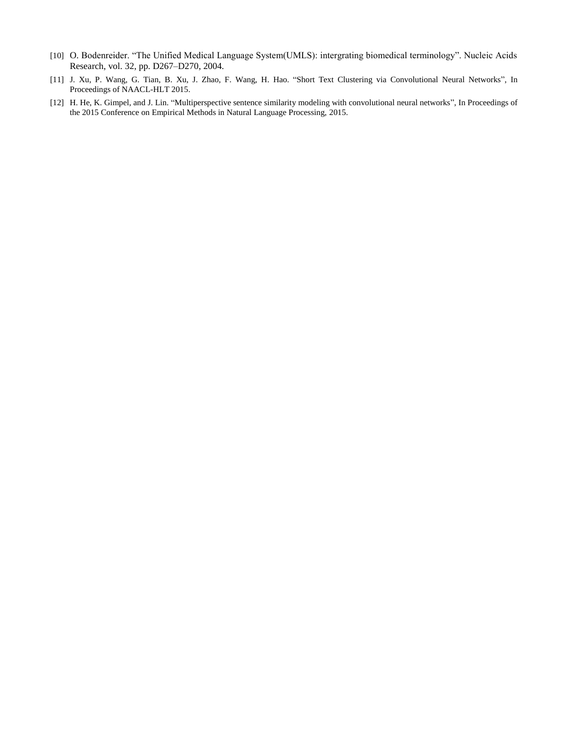[10] O. Bodenreider. "The Unified Medical Language System(UMLS): intergrating biomedical terminology". Nucleic Acids Research, vol. 32, pp. D267–D270, 2004.

[11] J. Xu, P. Wang, G. Tian, B. Xu, J. Zhao, F. Wang, H. Hao. "Short Text Clustering via Convolutional Neural Networks", In Proceedings of NAACL-HLT 2015.

[12] H. He, K. Gimpel, and J. Lin. "Multiperspective sentence similarity modeling with convolutional neural networks", In Proceedings of the 2015 Conference on Empirical Methods in Natural Language Processing, 2015.